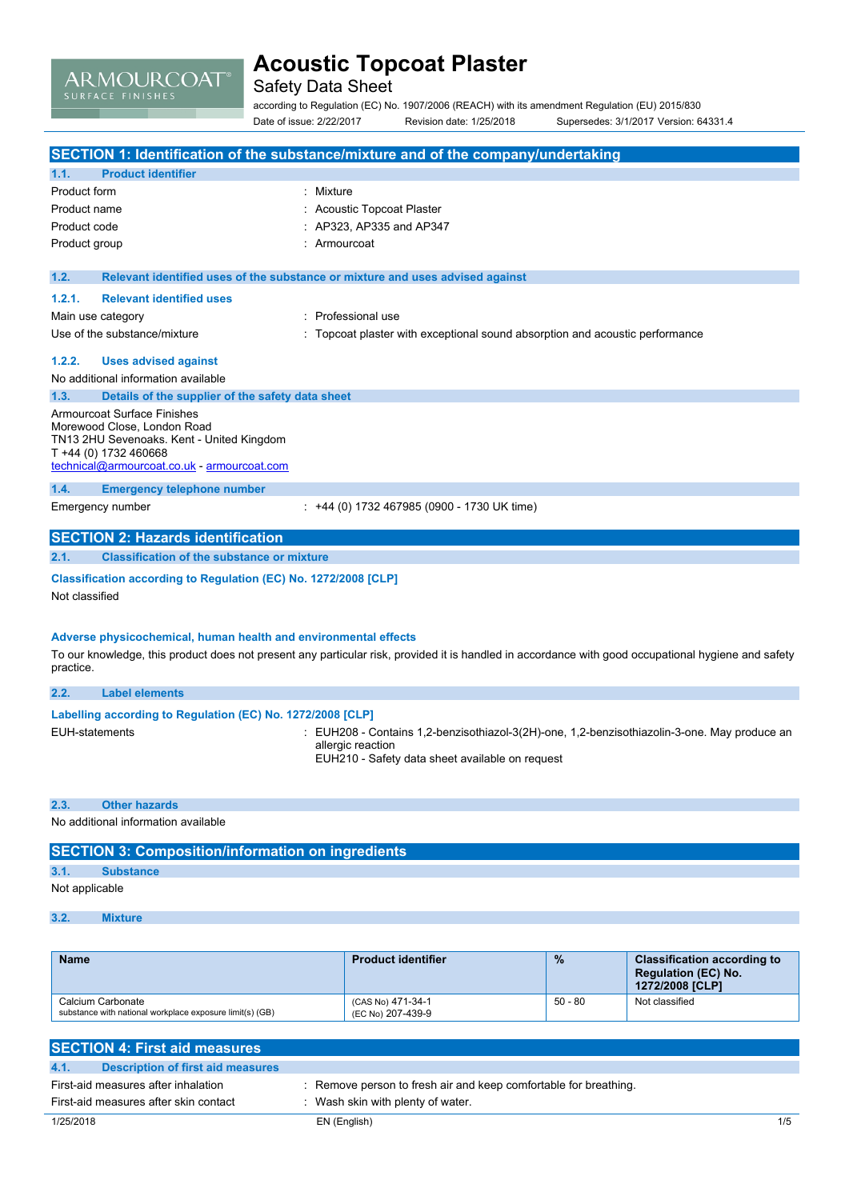# Acoustic Topcoat Plaster

Safety Data Sheet

according to Regulation (EC) No. 1907/2006 (REACH) with its amendment Regulation (EU) 2015/830

Date of issue: 2/22/2017 Revision date: 1/25/2018 Supersedes: 3/1/2017 Version: 64331.4

## SECTION 1: Identification of the substance/mixture and of the company/undertaking

### 1.1. Product identifier

| | |
|---|---|
| Product form | : Mixture |
| Product name | : Acoustic Topcoat Plaster |
| Product code | : AP323, AP335 and AP347 |
| Product group | : Armourcoat |

### 1.2. Relevant identified uses of the substance or mixture and uses advised against

#### 1.2.1. Relevant identified uses

| | |
|---|---|
| Main use category | : Professional use |
| Use of the substance/mixture | : Topcoat plaster with exceptional sound absorption and acoustic performance |

#### 1.2.2. Uses advised against

No additional information available

### 1.3. Details of the supplier of the safety data sheet

Armourcoat Surface Finishes
Morewood Close, London Road
TN13 2HU Sevenoaks. Kent - United Kingdom
T +44 (0) 1732 460668
technical@armourcoat.co.uk - armourcoat.com

### 1.4. Emergency telephone number

| | |
|---|---|
| Emergency number | : +44 (0) 1732 467985 (0900 - 1730 UK time) |

## SECTION 2: Hazards identification

### 2.1. Classification of the substance or mixture

**Classification according to Regulation (EC) No. 1272/2008 [CLP]**

Not classified

**Adverse physicochemical, human health and environmental effects**

To our knowledge, this product does not present any particular risk, provided it is handled in accordance with good occupational hygiene and safety practice.

### 2.2. Label elements

**Labelling according to Regulation (EC) No. 1272/2008 [CLP]**

| | |
|---|---|
| EUH-statements | : EUH208 - Contains 1,2-benzisothiazol-3(2H)-one, 1,2-benzisothiazolin-3-one. May produce an allergic reaction<br>EUH210 - Safety data sheet available on request |

### 2.3. Other hazards

No additional information available

## SECTION 3: Composition/information on ingredients

### 3.1. Substance

Not applicable

### 3.2. Mixture

| Name | Product identifier | % | Classification according to Regulation (EC) No. 1272/2008 [CLP] |
|---|---|---|---|
| Calcium Carbonate<br>substance with national workplace exposure limit(s) (GB) | (CAS No) 471-34-1<br>(EC No) 207-439-9 | 50 - 80 | Not classified |

## SECTION 4: First aid measures

### 4.1. Description of first aid measures

| | |
|---|---|
| First-aid measures after inhalation | : Remove person to fresh air and keep comfortable for breathing. |
| First-aid measures after skin contact | : Wash skin with plenty of water. |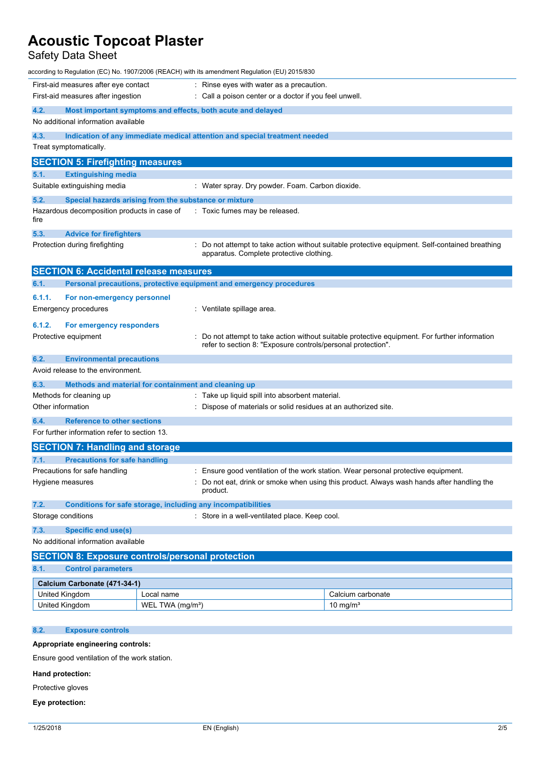| | |
|---|---|
| First-aid measures after eye contact | : Rinse eyes with water as a precaution. |
| First-aid measures after ingestion | : Call a poison center or a doctor if you feel unwell. |

### 4.2. Most important symptoms and effects, both acute and delayed

No additional information available

### 4.3. Indication of any immediate medical attention and special treatment needed

Treat symptomatically.

## SECTION 5: Firefighting measures

### 5.1. Extinguishing media

| | |
|---|---|
| Suitable extinguishing media | : Water spray. Dry powder. Foam. Carbon dioxide. |

### 5.2. Special hazards arising from the substance or mixture

| | |
|---|---|
| Hazardous decomposition products in case of fire | : Toxic fumes may be released. |

### 5.3. Advice for firefighters

| | |
|---|---|
| Protection during firefighting | : Do not attempt to take action without suitable protective equipment. Self-contained breathing apparatus. Complete protective clothing. |

## SECTION 6: Accidental release measures

### 6.1. Personal precautions, protective equipment and emergency procedures

#### 6.1.1. For non-emergency personnel

| | |
|---|---|
| Emergency procedures | : Ventilate spillage area. |

#### 6.1.2. For emergency responders

| | |
|---|---|
| Protective equipment | : Do not attempt to take action without suitable protective equipment. For further information refer to section 8: "Exposure controls/personal protection". |

### 6.2. Environmental precautions

Avoid release to the environment.

### 6.3. Methods and material for containment and cleaning up

| | |
|---|---|
| Methods for cleaning up | : Take up liquid spill into absorbent material. |
| Other information | : Dispose of materials or solid residues at an authorized site. |

### 6.4. Reference to other sections

For further information refer to section 13.

## SECTION 7: Handling and storage

### 7.1. Precautions for safe handling

| | |
|---|---|
| Precautions for safe handling | : Ensure good ventilation of the work station. Wear personal protective equipment. |
| Hygiene measures | : Do not eat, drink or smoke when using this product. Always wash hands after handling the product. |

### 7.2. Conditions for safe storage, including any incompatibilities

| | |
|---|---|
| Storage conditions | : Store in a well-ventilated place. Keep cool. |

### 7.3. Specific end use(s)

No additional information available

## SECTION 8: Exposure controls/personal protection

### 8.1. Control parameters

| Calcium Carbonate (471-34-1) | | |
|---|---|---|
| United Kingdom | Local name | Calcium carbonate |
| United Kingdom | WEL TWA (mg/m³) | 10 mg/m³ |

### 8.2. Exposure controls

**Appropriate engineering controls:**

Ensure good ventilation of the work station.

**Hand protection:**

Protective gloves

**Eye protection:**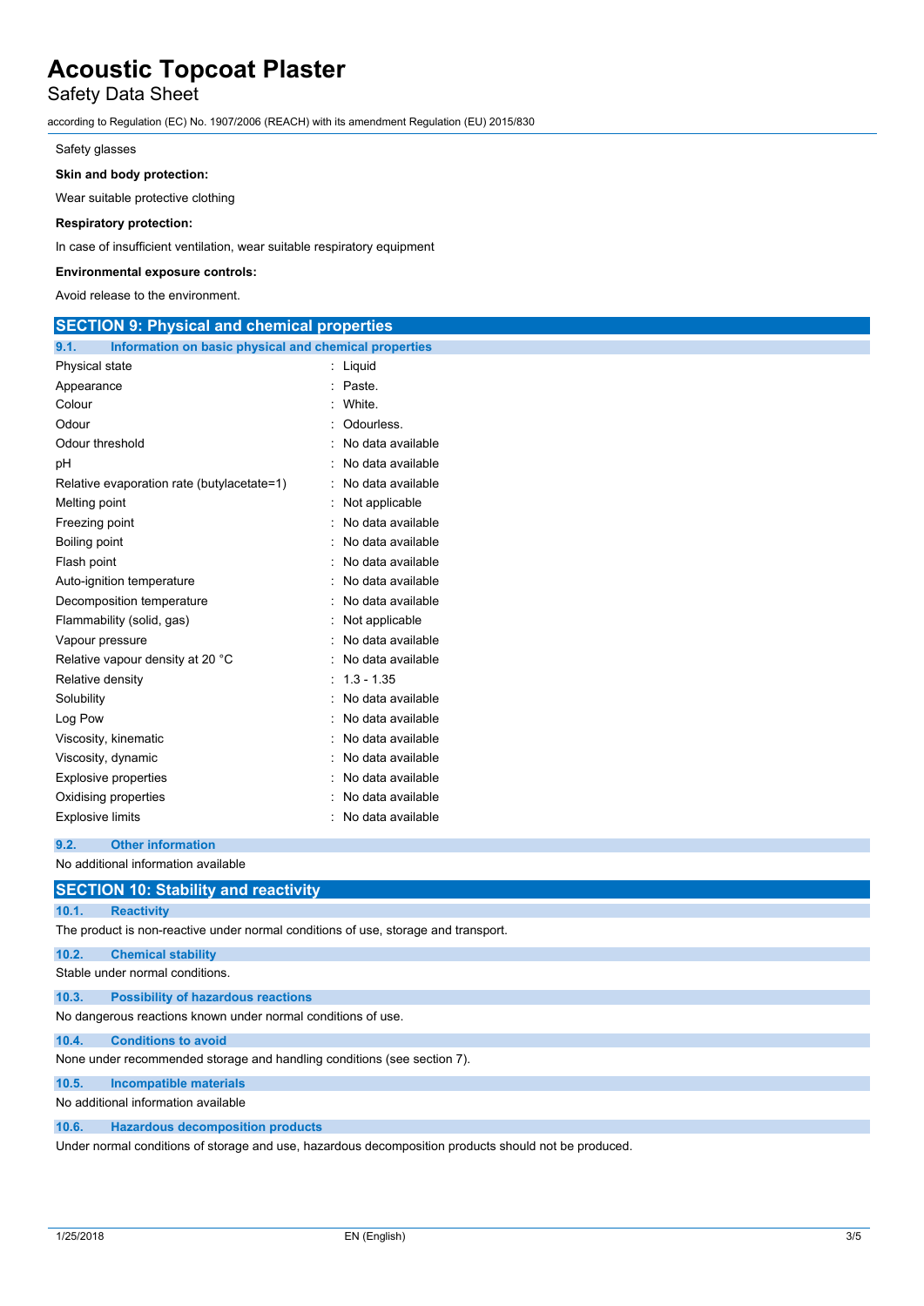Safety glasses

**Skin and body protection:**

Wear suitable protective clothing

**Respiratory protection:**

In case of insufficient ventilation, wear suitable respiratory equipment

**Environmental exposure controls:**

Avoid release to the environment.

## SECTION 9: Physical and chemical properties

### 9.1. Information on basic physical and chemical properties

| | |
|---|---|
| Physical state | : Liquid |
| Appearance | : Paste. |
| Colour | : White. |
| Odour | : Odourless. |
| Odour threshold | : No data available |
| pH | : No data available |
| Relative evaporation rate (butylacetate=1) | : No data available |
| Melting point | : Not applicable |
| Freezing point | : No data available |
| Boiling point | : No data available |
| Flash point | : No data available |
| Auto-ignition temperature | : No data available |
| Decomposition temperature | : No data available |
| Flammability (solid, gas) | : Not applicable |
| Vapour pressure | : No data available |
| Relative vapour density at 20 °C | : No data available |
| Relative density | : 1.3 - 1.35 |
| Solubility | : No data available |
| Log Pow | : No data available |
| Viscosity, kinematic | : No data available |
| Viscosity, dynamic | : No data available |
| Explosive properties | : No data available |
| Oxidising properties | : No data available |
| Explosive limits | : No data available |

### 9.2. Other information

No additional information available

## SECTION 10: Stability and reactivity

### 10.1. Reactivity

The product is non-reactive under normal conditions of use, storage and transport.

### 10.2. Chemical stability

Stable under normal conditions.

### 10.3. Possibility of hazardous reactions

No dangerous reactions known under normal conditions of use.

### 10.4. Conditions to avoid

None under recommended storage and handling conditions (see section 7).

### 10.5. Incompatible materials

No additional information available

### 10.6. Hazardous decomposition products

Under normal conditions of storage and use, hazardous decomposition products should not be produced.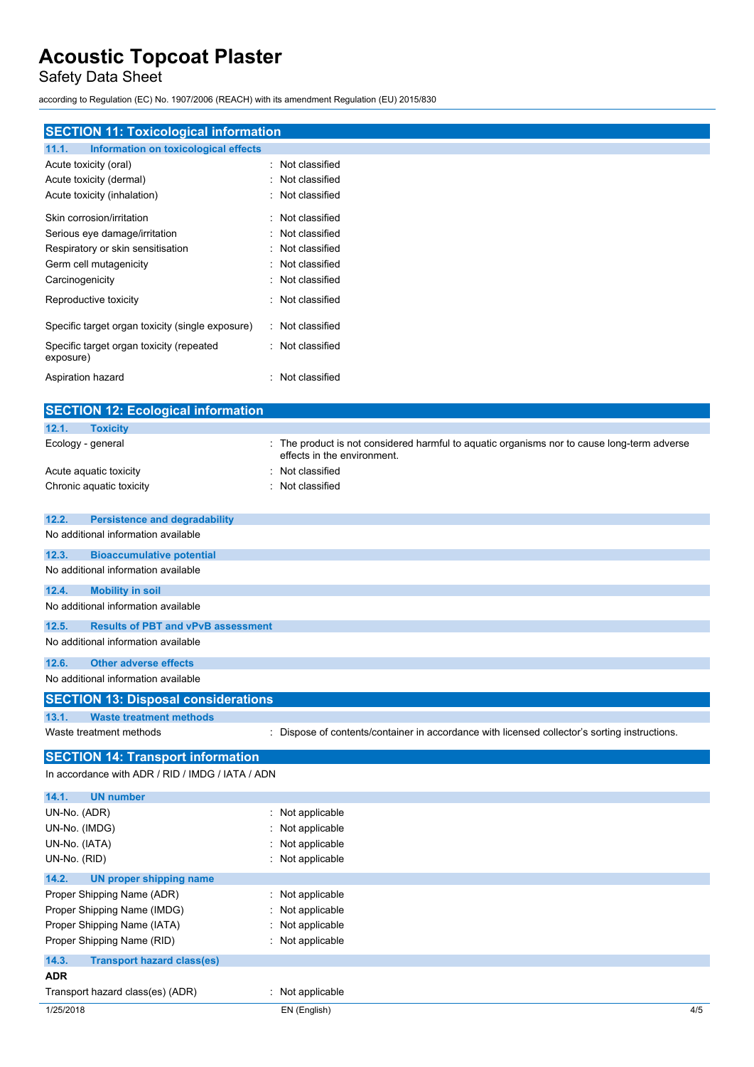## SECTION 11: Toxicological information

### 11.1. Information on toxicological effects

| | |
|---|---|
| Acute toxicity (oral) | : Not classified |
| Acute toxicity (dermal) | : Not classified |
| Acute toxicity (inhalation) | : Not classified |
| Skin corrosion/irritation | : Not classified |
| Serious eye damage/irritation | : Not classified |
| Respiratory or skin sensitisation | : Not classified |
| Germ cell mutagenicity | : Not classified |
| Carcinogenicity | : Not classified |
| Reproductive toxicity | : Not classified |
| Specific target organ toxicity (single exposure) | : Not classified |
| Specific target organ toxicity (repeated exposure) | : Not classified |
| Aspiration hazard | : Not classified |

## SECTION 12: Ecological information

### 12.1. Toxicity

| | |
|---|---|
| Ecology - general | : The product is not considered harmful to aquatic organisms nor to cause long-term adverse effects in the environment. |
| Acute aquatic toxicity | : Not classified |
| Chronic aquatic toxicity | : Not classified |

### 12.2. Persistence and degradability

No additional information available

### 12.3. Bioaccumulative potential

No additional information available

### 12.4. Mobility in soil

No additional information available

### 12.5. Results of PBT and vPvB assessment

No additional information available

### 12.6. Other adverse effects

No additional information available

## SECTION 13: Disposal considerations

### 13.1. Waste treatment methods

| | |
|---|---|
| Waste treatment methods | : Dispose of contents/container in accordance with licensed collector's sorting instructions. |

## SECTION 14: Transport information

In accordance with ADR / RID / IMDG / IATA / ADN

### 14.1. UN number

| | |
|---|---|
| UN-No. (ADR) | : Not applicable |
| UN-No. (IMDG) | : Not applicable |
| UN-No. (IATA) | : Not applicable |
| UN-No. (RID) | : Not applicable |

### 14.2. UN proper shipping name

| | |
|---|---|
| Proper Shipping Name (ADR) | : Not applicable |
| Proper Shipping Name (IMDG) | : Not applicable |
| Proper Shipping Name (IATA) | : Not applicable |
| Proper Shipping Name (RID) | : Not applicable |

### 14.3. Transport hazard class(es)

**ADR**

| | |
|---|---|
| Transport hazard class(es) (ADR) | : Not applicable |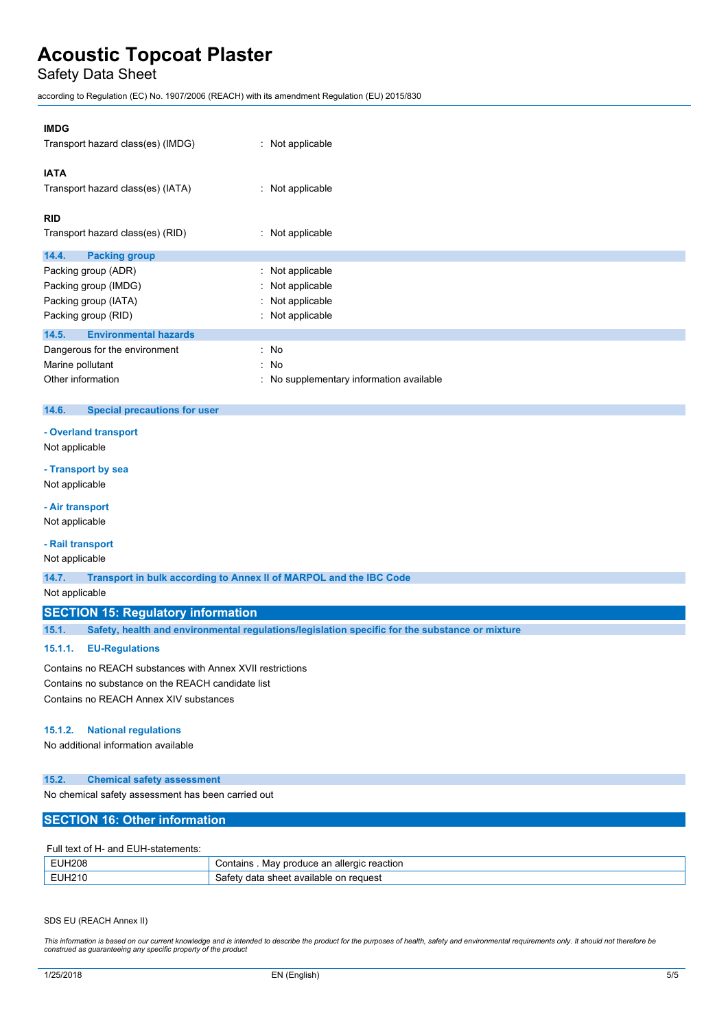**IMDG**

Transport hazard class(es) (IMDG) : Not applicable

**IATA**

Transport hazard class(es) (IATA) : Not applicable

**RID**

Transport hazard class(es) (RID) : Not applicable

### 14.4. Packing group

Packing group (ADR) : Not applicable
Packing group (IMDG) : Not applicable
Packing group (IATA) : Not applicable
Packing group (RID) : Not applicable

### 14.5. Environmental hazards

Dangerous for the environment : No
Marine pollutant : No
Other information : No supplementary information available

### 14.6. Special precautions for user

**- Overland transport**

Not applicable

**- Transport by sea**

Not applicable

**- Air transport**

Not applicable

**- Rail transport**

Not applicable

### 14.7. Transport in bulk according to Annex II of MARPOL and the IBC Code

Not applicable

## SECTION 15: Regulatory information

### 15.1. Safety, health and environmental regulations/legislation specific for the substance or mixture

#### 15.1.1. EU-Regulations

Contains no REACH substances with Annex XVII restrictions
Contains no substance on the REACH candidate list
Contains no REACH Annex XIV substances

#### 15.1.2. National regulations

No additional information available

### 15.2. Chemical safety assessment

No chemical safety assessment has been carried out

## SECTION 16: Other information

Full text of H- and EUH-statements:

| | |
|---|---|
| EUH208 | Contains . May produce an allergic reaction |
| EUH210 | Safety data sheet available on request |

SDS EU (REACH Annex II)

*This information is based on our current knowledge and is intended to describe the product for the purposes of health, safety and environmental requirements only. It should not therefore be construed as guaranteeing any specific property of the product*

1/25/2018 EN (English)